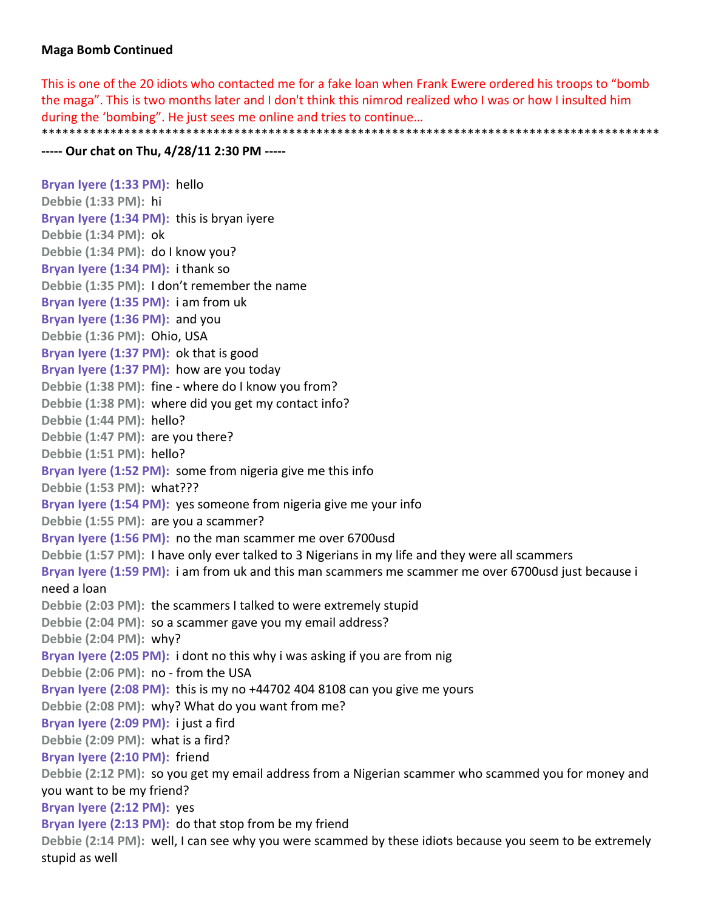**Maga Bomb Continued**

This is one of the 20 idiots who contacted me for a fake loan when Frank Ewere ordered his troops to "bomb the maga". This is two months later and I don't think this nimrod realized who I was or how I insulted him during the 'bombing". He just sees me online and tries to continue…

*****************************************************************************************

**----- Our chat on Thu, 4/28/11 2:30 PM -----**

**Bryan Iyere (1:33 PM):** hello
**Debbie (1:33 PM):** hi
**Bryan Iyere (1:34 PM):** this is bryan iyere
**Debbie (1:34 PM):** ok
**Debbie (1:34 PM):** do I know you?
**Bryan Iyere (1:34 PM):** i thank so
**Debbie (1:35 PM):** I don't remember the name
**Bryan Iyere (1:35 PM):** i am from uk
**Bryan Iyere (1:36 PM):** and you
**Debbie (1:36 PM):** Ohio, USA
**Bryan Iyere (1:37 PM):** ok that is good
**Bryan Iyere (1:37 PM):** how are you today
**Debbie (1:38 PM):** fine - where do I know you from?
**Debbie (1:38 PM):** where did you get my contact info?
**Debbie (1:44 PM):** hello?
**Debbie (1:47 PM):** are you there?
**Debbie (1:51 PM):** hello?
**Bryan Iyere (1:52 PM):** some from nigeria give me this info
**Debbie (1:53 PM):** what???
**Bryan Iyere (1:54 PM):** yes someone from nigeria give me your info
**Debbie (1:55 PM):** are you a scammer?
**Bryan Iyere (1:56 PM):** no the man scammer me over 6700usd
**Debbie (1:57 PM):** I have only ever talked to 3 Nigerians in my life and they were all scammers
**Bryan Iyere (1:59 PM):** i am from uk and this man scammers me scammer me over 6700usd just because i need a loan
**Debbie (2:03 PM):** the scammers I talked to were extremely stupid
**Debbie (2:04 PM):** so a scammer gave you my email address?
**Debbie (2:04 PM):** why?
**Bryan Iyere (2:05 PM):** i dont no this why i was asking if you are from nig
**Debbie (2:06 PM):** no - from the USA
**Bryan Iyere (2:08 PM):** this is my no +44702 404 8108 can you give me yours
**Debbie (2:08 PM):** why? What do you want from me?
**Bryan Iyere (2:09 PM):** i just a fird
**Debbie (2:09 PM):** what is a fird?
**Bryan Iyere (2:10 PM):** friend
**Debbie (2:12 PM):** so you get my email address from a Nigerian scammer who scammed you for money and you want to be my friend?
**Bryan Iyere (2:12 PM):** yes
**Bryan Iyere (2:13 PM):** do that stop from be my friend
**Debbie (2:14 PM):** well, I can see why you were scammed by these idiots because you seem to be extremely stupid as well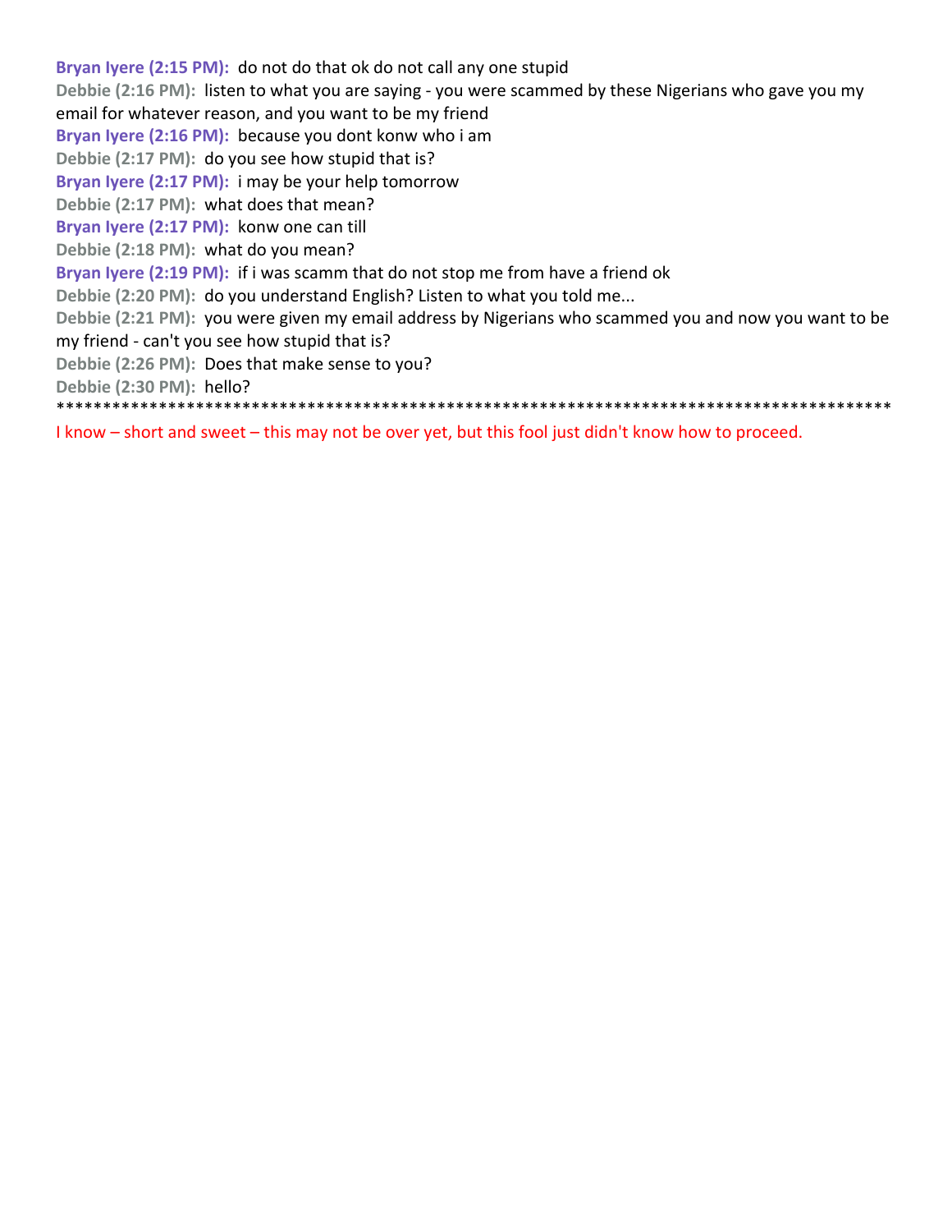**Bryan Iyere (2:15 PM):** do not do that ok do not call any one stupid
**Debbie (2:16 PM):** listen to what you are saying - you were scammed by these Nigerians who gave you my email for whatever reason, and you want to be my friend
**Bryan Iyere (2:16 PM):** because you dont konw who i am
**Debbie (2:17 PM):** do you see how stupid that is?
**Bryan Iyere (2:17 PM):** i may be your help tomorrow
**Debbie (2:17 PM):** what does that mean?
**Bryan Iyere (2:17 PM):** konw one can till
**Debbie (2:18 PM):** what do you mean?
**Bryan Iyere (2:19 PM):** if i was scamm that do not stop me from have a friend ok
**Debbie (2:20 PM):** do you understand English? Listen to what you told me...
**Debbie (2:21 PM):** you were given my email address by Nigerians who scammed you and now you want to be my friend - can't you see how stupid that is?
**Debbie (2:26 PM):** Does that make sense to you?
**Debbie (2:30 PM):** hello?

*********************************************************************************************

I know – short and sweet – this may not be over yet, but this fool just didn't know how to proceed.